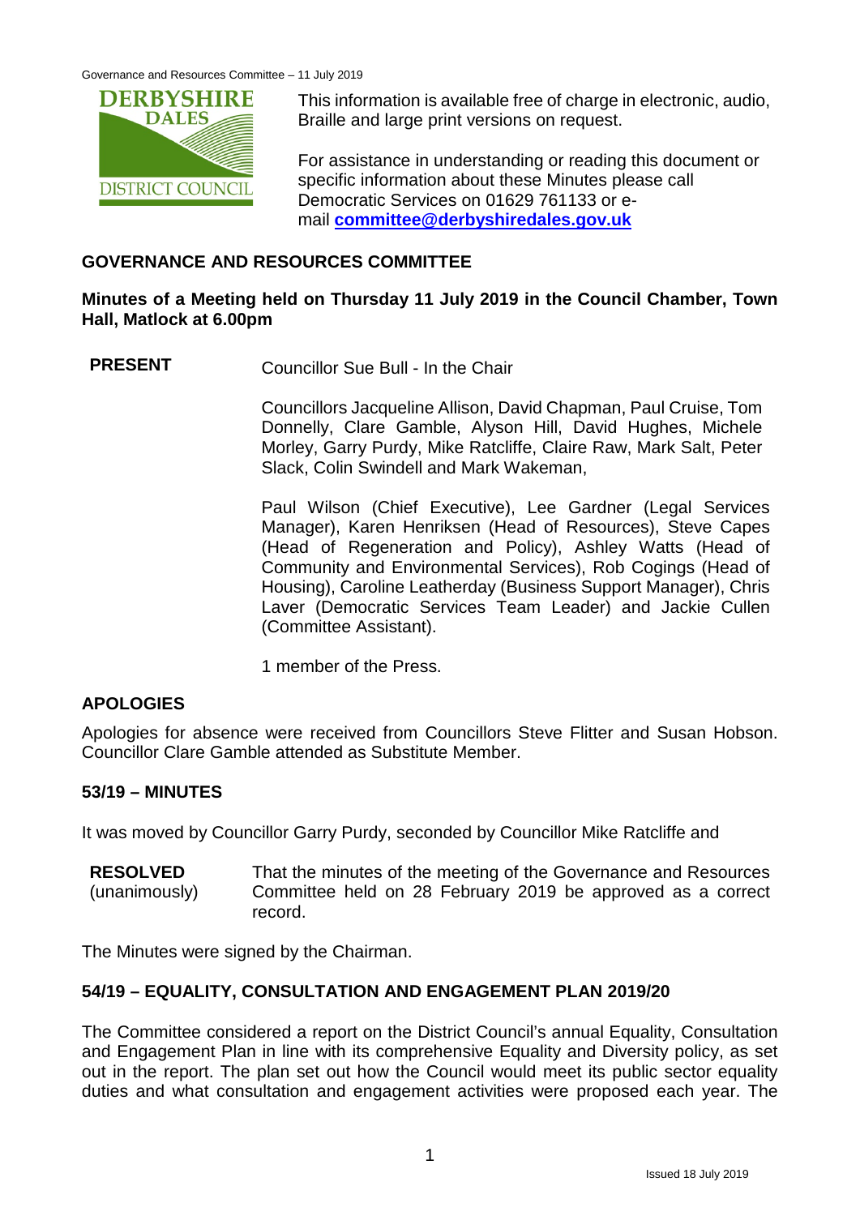This information is available free of charge in electronic, audio, Braille and large print versions on request.

For assistance in understanding or reading this document or specific information about these Minutes please call Democratic Services on 01629 761133 or e-mail **committee@derbyshiredales.gov.uk**

## GOVERNANCE AND RESOURCES COMMITTEE

**Minutes of a Meeting held on Thursday 11 July 2019 in the Council Chamber, Town Hall, Matlock at 6.00pm**

**PRESENT** Councillor Sue Bull - In the Chair

Councillors Jacqueline Allison, David Chapman, Paul Cruise, Tom Donnelly, Clare Gamble, Alyson Hill, David Hughes, Michele Morley, Garry Purdy, Mike Ratcliffe, Claire Raw, Mark Salt, Peter Slack, Colin Swindell and Mark Wakeman,

Paul Wilson (Chief Executive), Lee Gardner (Legal Services Manager), Karen Henriksen (Head of Resources), Steve Capes (Head of Regeneration and Policy), Ashley Watts (Head of Community and Environmental Services), Rob Cogings (Head of Housing), Caroline Leatherday (Business Support Manager), Chris Laver (Democratic Services Team Leader) and Jackie Cullen (Committee Assistant).

1 member of the Press.

## APOLOGIES

Apologies for absence were received from Councillors Steve Flitter and Susan Hobson. Councillor Clare Gamble attended as Substitute Member.

## 53/19 – MINUTES

It was moved by Councillor Garry Purdy, seconded by Councillor Mike Ratcliffe and

**RESOLVED** (unanimously) That the minutes of the meeting of the Governance and Resources Committee held on 28 February 2019 be approved as a correct record.

The Minutes were signed by the Chairman.

## 54/19 – EQUALITY, CONSULTATION AND ENGAGEMENT PLAN 2019/20

The Committee considered a report on the District Council's annual Equality, Consultation and Engagement Plan in line with its comprehensive Equality and Diversity policy, as set out in the report. The plan set out how the Council would meet its public sector equality duties and what consultation and engagement activities were proposed each year. The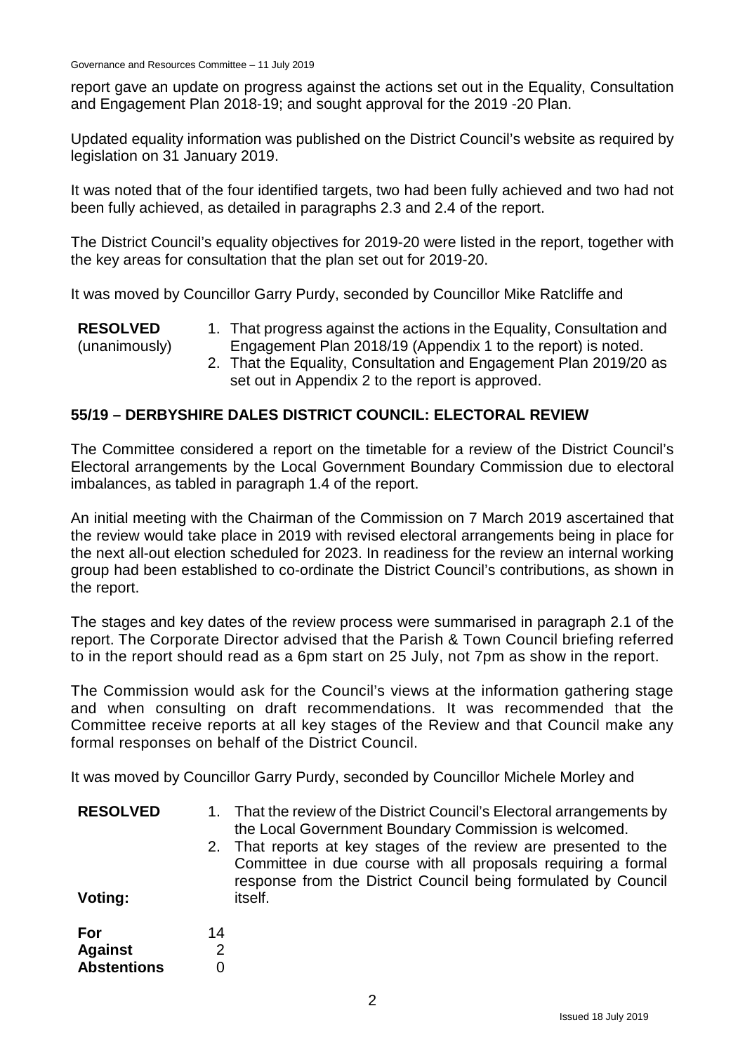report gave an update on progress against the actions set out in the Equality, Consultation and Engagement Plan 2018-19; and sought approval for the 2019 -20 Plan.

Updated equality information was published on the District Council's website as required by legislation on 31 January 2019.

It was noted that of the four identified targets, two had been fully achieved and two had not been fully achieved, as detailed in paragraphs 2.3 and 2.4 of the report.

The District Council's equality objectives for 2019-20 were listed in the report, together with the key areas for consultation that the plan set out for 2019-20.

It was moved by Councillor Garry Purdy, seconded by Councillor Mike Ratcliffe and

**RESOLVED** (unanimously)

1. That progress against the actions in the Equality, Consultation and Engagement Plan 2018/19 (Appendix 1 to the report) is noted.
2. That the Equality, Consultation and Engagement Plan 2019/20 as set out in Appendix 2 to the report is approved.

## 55/19 – DERBYSHIRE DALES DISTRICT COUNCIL: ELECTORAL REVIEW

The Committee considered a report on the timetable for a review of the District Council's Electoral arrangements by the Local Government Boundary Commission due to electoral imbalances, as tabled in paragraph 1.4 of the report.

An initial meeting with the Chairman of the Commission on 7 March 2019 ascertained that the review would take place in 2019 with revised electoral arrangements being in place for the next all-out election scheduled for 2023. In readiness for the review an internal working group had been established to co-ordinate the District Council's contributions, as shown in the report.

The stages and key dates of the review process were summarised in paragraph 2.1 of the report. The Corporate Director advised that the Parish & Town Council briefing referred to in the report should read as a 6pm start on 25 July, not 7pm as show in the report.

The Commission would ask for the Council's views at the information gathering stage and when consulting on draft recommendations. It was recommended that the Committee receive reports at all key stages of the Review and that Council make any formal responses on behalf of the District Council.

It was moved by Councillor Garry Purdy, seconded by Councillor Michele Morley and

**RESOLVED**

1. That the review of the District Council's Electoral arrangements by the Local Government Boundary Commission is welcomed.
2. That reports at key stages of the review are presented to the Committee in due course with all proposals requiring a formal response from the District Council being formulated by Council itself.

**Voting:**

| | |
|---|---|
| **For** | 14 |
| **Against** | 2 |
| **Abstentions** | 0 |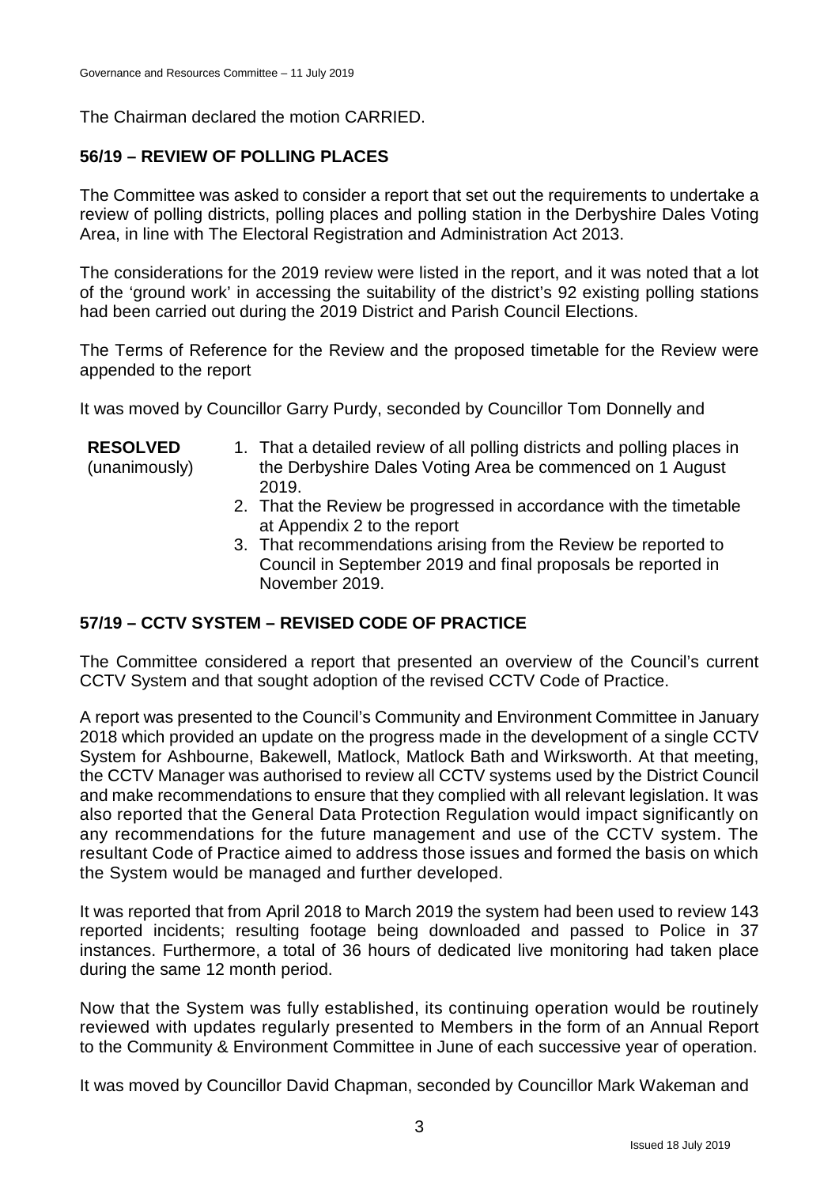The Chairman declared the motion CARRIED.

## 56/19 – REVIEW OF POLLING PLACES

The Committee was asked to consider a report that set out the requirements to undertake a review of polling districts, polling places and polling station in the Derbyshire Dales Voting Area, in line with The Electoral Registration and Administration Act 2013.

The considerations for the 2019 review were listed in the report, and it was noted that a lot of the 'ground work' in accessing the suitability of the district's 92 existing polling stations had been carried out during the 2019 District and Parish Council Elections.

The Terms of Reference for the Review and the proposed timetable for the Review were appended to the report

It was moved by Councillor Garry Purdy, seconded by Councillor Tom Donnelly and

**RESOLVED** (unanimously)

1. That a detailed review of all polling districts and polling places in the Derbyshire Dales Voting Area be commenced on 1 August 2019.
2. That the Review be progressed in accordance with the timetable at Appendix 2 to the report
3. That recommendations arising from the Review be reported to Council in September 2019 and final proposals be reported in November 2019.

## 57/19 – CCTV SYSTEM – REVISED CODE OF PRACTICE

The Committee considered a report that presented an overview of the Council's current CCTV System and that sought adoption of the revised CCTV Code of Practice.

A report was presented to the Council's Community and Environment Committee in January 2018 which provided an update on the progress made in the development of a single CCTV System for Ashbourne, Bakewell, Matlock, Matlock Bath and Wirksworth. At that meeting, the CCTV Manager was authorised to review all CCTV systems used by the District Council and make recommendations to ensure that they complied with all relevant legislation. It was also reported that the General Data Protection Regulation would impact significantly on any recommendations for the future management and use of the CCTV system. The resultant Code of Practice aimed to address those issues and formed the basis on which the System would be managed and further developed.

It was reported that from April 2018 to March 2019 the system had been used to review 143 reported incidents; resulting footage being downloaded and passed to Police in 37 instances. Furthermore, a total of 36 hours of dedicated live monitoring had taken place during the same 12 month period.

Now that the System was fully established, its continuing operation would be routinely reviewed with updates regularly presented to Members in the form of an Annual Report to the Community & Environment Committee in June of each successive year of operation.

It was moved by Councillor David Chapman, seconded by Councillor Mark Wakeman and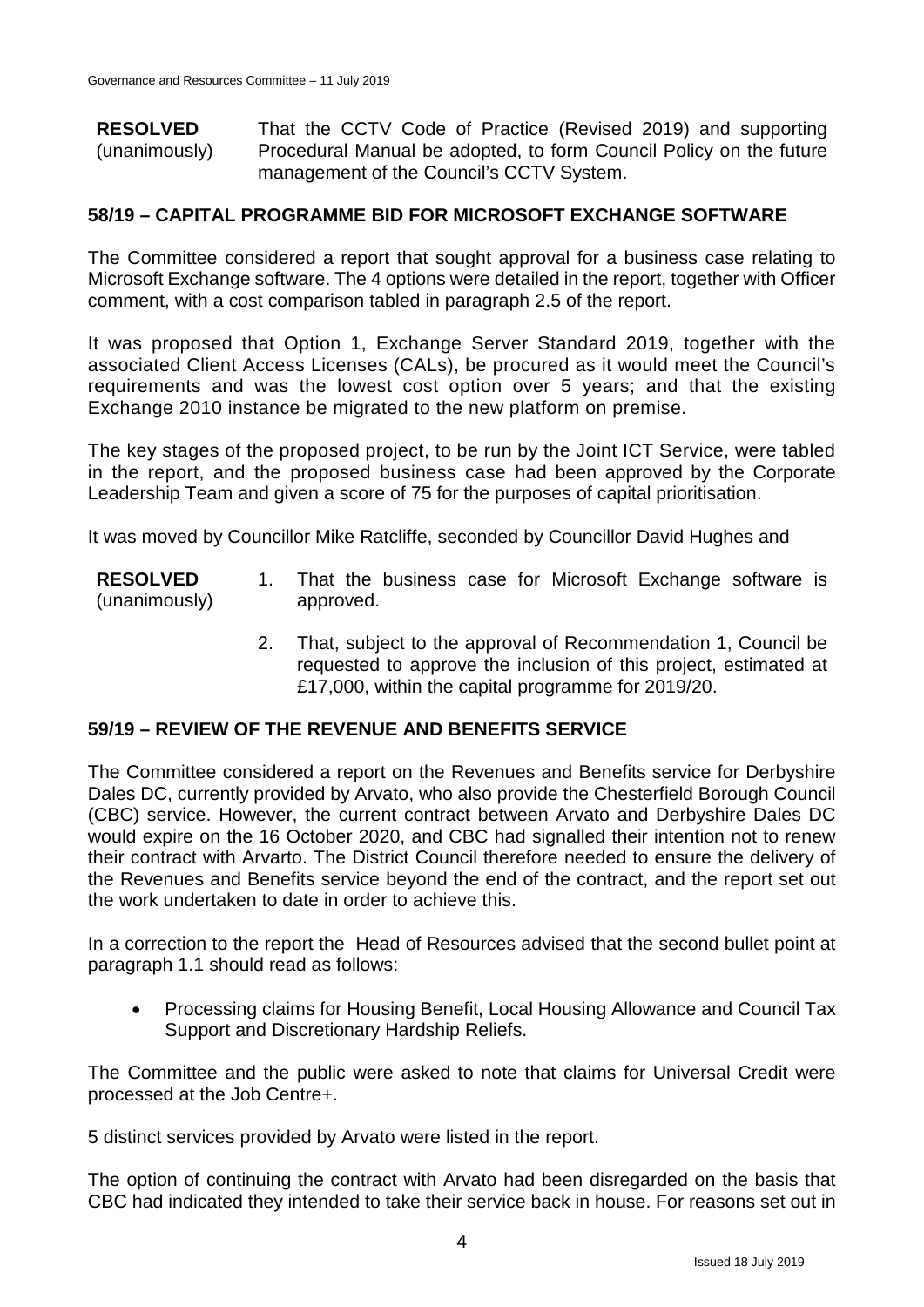**RESOLVED** (unanimously) That the CCTV Code of Practice (Revised 2019) and supporting Procedural Manual be adopted, to form Council Policy on the future management of the Council's CCTV System.

## 58/19 – CAPITAL PROGRAMME BID FOR MICROSOFT EXCHANGE SOFTWARE

The Committee considered a report that sought approval for a business case relating to Microsoft Exchange software. The 4 options were detailed in the report, together with Officer comment, with a cost comparison tabled in paragraph 2.5 of the report.

It was proposed that Option 1, Exchange Server Standard 2019, together with the associated Client Access Licenses (CALs), be procured as it would meet the Council's requirements and was the lowest cost option over 5 years; and that the existing Exchange 2010 instance be migrated to the new platform on premise.

The key stages of the proposed project, to be run by the Joint ICT Service, were tabled in the report, and the proposed business case had been approved by the Corporate Leadership Team and given a score of 75 for the purposes of capital prioritisation.

It was moved by Councillor Mike Ratcliffe, seconded by Councillor David Hughes and

**RESOLVED** (unanimously)

1. That the business case for Microsoft Exchange software is approved.
2. That, subject to the approval of Recommendation 1, Council be requested to approve the inclusion of this project, estimated at £17,000, within the capital programme for 2019/20.

## 59/19 – REVIEW OF THE REVENUE AND BENEFITS SERVICE

The Committee considered a report on the Revenues and Benefits service for Derbyshire Dales DC, currently provided by Arvato, who also provide the Chesterfield Borough Council (CBC) service. However, the current contract between Arvato and Derbyshire Dales DC would expire on the 16 October 2020, and CBC had signalled their intention not to renew their contract with Arvarto. The District Council therefore needed to ensure the delivery of the Revenues and Benefits service beyond the end of the contract, and the report set out the work undertaken to date in order to achieve this.

In a correction to the report the Head of Resources advised that the second bullet point at paragraph 1.1 should read as follows:

- Processing claims for Housing Benefit, Local Housing Allowance and Council Tax Support and Discretionary Hardship Reliefs.

The Committee and the public were asked to note that claims for Universal Credit were processed at the Job Centre+.

5 distinct services provided by Arvato were listed in the report.

The option of continuing the contract with Arvato had been disregarded on the basis that CBC had indicated they intended to take their service back in house. For reasons set out in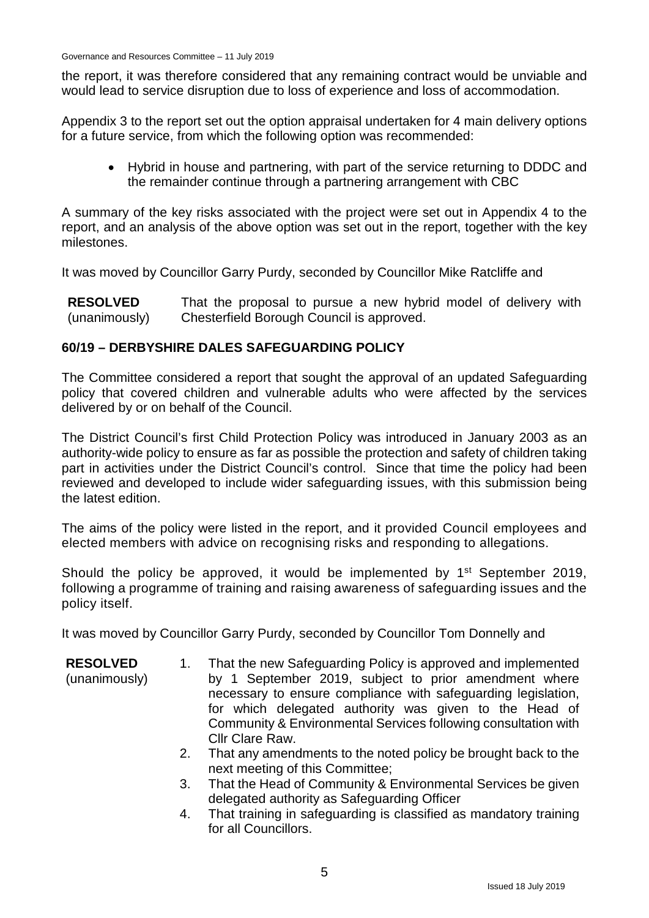the report, it was therefore considered that any remaining contract would be unviable and would lead to service disruption due to loss of experience and loss of accommodation.

Appendix 3 to the report set out the option appraisal undertaken for 4 main delivery options for a future service, from which the following option was recommended:

- Hybrid in house and partnering, with part of the service returning to DDDC and the remainder continue through a partnering arrangement with CBC

A summary of the key risks associated with the project were set out in Appendix 4 to the report, and an analysis of the above option was set out in the report, together with the key milestones.

It was moved by Councillor Garry Purdy, seconded by Councillor Mike Ratcliffe and

**RESOLVED** (unanimously) That the proposal to pursue a new hybrid model of delivery with Chesterfield Borough Council is approved.

## 60/19 – DERBYSHIRE DALES SAFEGUARDING POLICY

The Committee considered a report that sought the approval of an updated Safeguarding policy that covered children and vulnerable adults who were affected by the services delivered by or on behalf of the Council.

The District Council's first Child Protection Policy was introduced in January 2003 as an authority-wide policy to ensure as far as possible the protection and safety of children taking part in activities under the District Council's control. Since that time the policy had been reviewed and developed to include wider safeguarding issues, with this submission being the latest edition.

The aims of the policy were listed in the report, and it provided Council employees and elected members with advice on recognising risks and responding to allegations.

Should the policy be approved, it would be implemented by 1st September 2019, following a programme of training and raising awareness of safeguarding issues and the policy itself.

It was moved by Councillor Garry Purdy, seconded by Councillor Tom Donnelly and

**RESOLVED** (unanimously)

1. That the new Safeguarding Policy is approved and implemented by 1 September 2019, subject to prior amendment where necessary to ensure compliance with safeguarding legislation, for which delegated authority was given to the Head of Community & Environmental Services following consultation with Cllr Clare Raw.
2. That any amendments to the noted policy be brought back to the next meeting of this Committee;
3. That the Head of Community & Environmental Services be given delegated authority as Safeguarding Officer
4. That training in safeguarding is classified as mandatory training for all Councillors.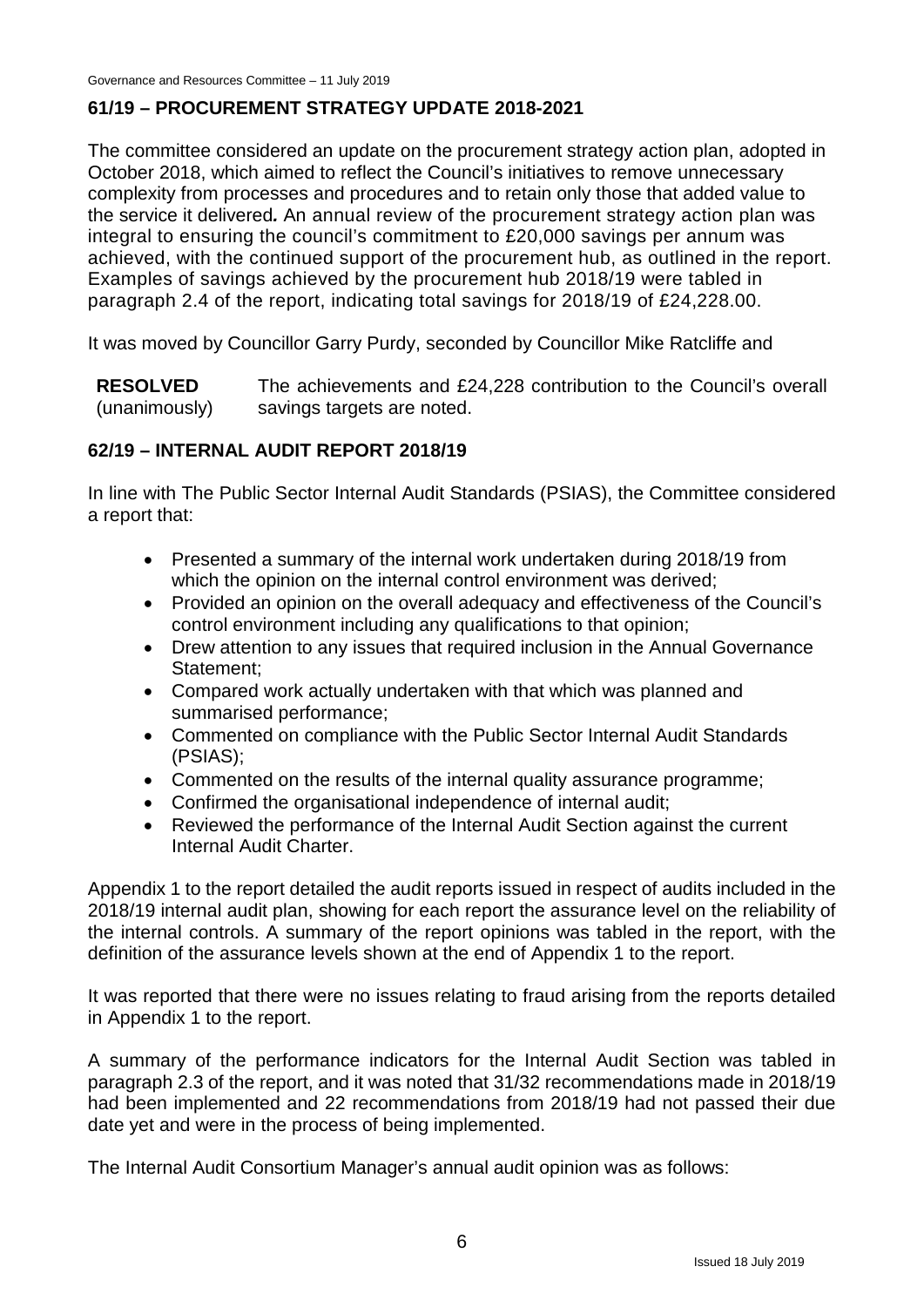## 61/19 – PROCUREMENT STRATEGY UPDATE 2018-2021

The committee considered an update on the procurement strategy action plan, adopted in October 2018, which aimed to reflect the Council's initiatives to remove unnecessary complexity from processes and procedures and to retain only those that added value to the service it delivered**.** An annual review of the procurement strategy action plan was integral to ensuring the council's commitment to £20,000 savings per annum was achieved, with the continued support of the procurement hub, as outlined in the report. Examples of savings achieved by the procurement hub 2018/19 were tabled in paragraph 2.4 of the report, indicating total savings for 2018/19 of £24,228.00.

It was moved by Councillor Garry Purdy, seconded by Councillor Mike Ratcliffe and

**RESOLVED** (unanimously) The achievements and £24,228 contribution to the Council's overall savings targets are noted.

## 62/19 – INTERNAL AUDIT REPORT 2018/19

In line with The Public Sector Internal Audit Standards (PSIAS), the Committee considered a report that:

- Presented a summary of the internal work undertaken during 2018/19 from which the opinion on the internal control environment was derived;
- Provided an opinion on the overall adequacy and effectiveness of the Council's control environment including any qualifications to that opinion;
- Drew attention to any issues that required inclusion in the Annual Governance Statement;
- Compared work actually undertaken with that which was planned and summarised performance;
- Commented on compliance with the Public Sector Internal Audit Standards (PSIAS);
- Commented on the results of the internal quality assurance programme;
- Confirmed the organisational independence of internal audit;
- Reviewed the performance of the Internal Audit Section against the current Internal Audit Charter.

Appendix 1 to the report detailed the audit reports issued in respect of audits included in the 2018/19 internal audit plan, showing for each report the assurance level on the reliability of the internal controls. A summary of the report opinions was tabled in the report, with the definition of the assurance levels shown at the end of Appendix 1 to the report.

It was reported that there were no issues relating to fraud arising from the reports detailed in Appendix 1 to the report.

A summary of the performance indicators for the Internal Audit Section was tabled in paragraph 2.3 of the report, and it was noted that 31/32 recommendations made in 2018/19 had been implemented and 22 recommendations from 2018/19 had not passed their due date yet and were in the process of being implemented.

The Internal Audit Consortium Manager's annual audit opinion was as follows: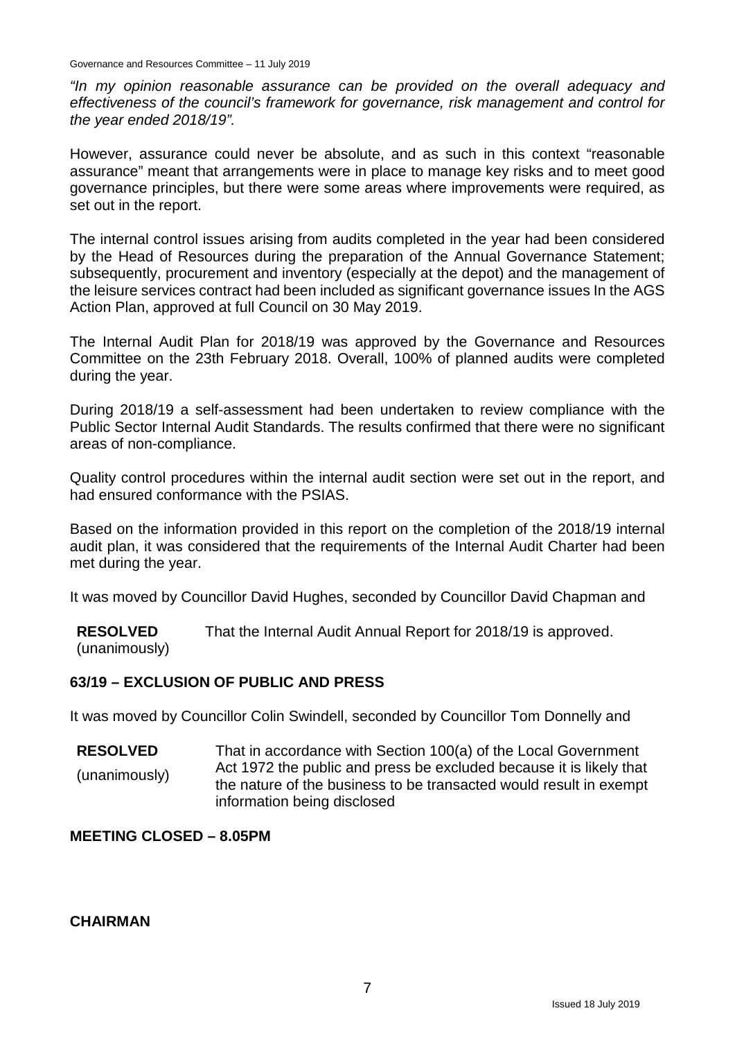*"In my opinion reasonable assurance can be provided on the overall adequacy and effectiveness of the council's framework for governance, risk management and control for the year ended 2018/19".*

However, assurance could never be absolute, and as such in this context "reasonable assurance" meant that arrangements were in place to manage key risks and to meet good governance principles, but there were some areas where improvements were required, as set out in the report.

The internal control issues arising from audits completed in the year had been considered by the Head of Resources during the preparation of the Annual Governance Statement; subsequently, procurement and inventory (especially at the depot) and the management of the leisure services contract had been included as significant governance issues In the AGS Action Plan, approved at full Council on 30 May 2019.

The Internal Audit Plan for 2018/19 was approved by the Governance and Resources Committee on the 23th February 2018. Overall, 100% of planned audits were completed during the year.

During 2018/19 a self-assessment had been undertaken to review compliance with the Public Sector Internal Audit Standards. The results confirmed that there were no significant areas of non-compliance.

Quality control procedures within the internal audit section were set out in the report, and had ensured conformance with the PSIAS.

Based on the information provided in this report on the completion of the 2018/19 internal audit plan, it was considered that the requirements of the Internal Audit Charter had been met during the year.

It was moved by Councillor David Hughes, seconded by Councillor David Chapman and

**RESOLVED** (unanimously) That the Internal Audit Annual Report for 2018/19 is approved.

## 63/19 – EXCLUSION OF PUBLIC AND PRESS

It was moved by Councillor Colin Swindell, seconded by Councillor Tom Donnelly and

**RESOLVED** (unanimously) That in accordance with Section 100(a) of the Local Government Act 1972 the public and press be excluded because it is likely that the nature of the business to be transacted would result in exempt information being disclosed

**MEETING CLOSED – 8.05PM**

**CHAIRMAN**